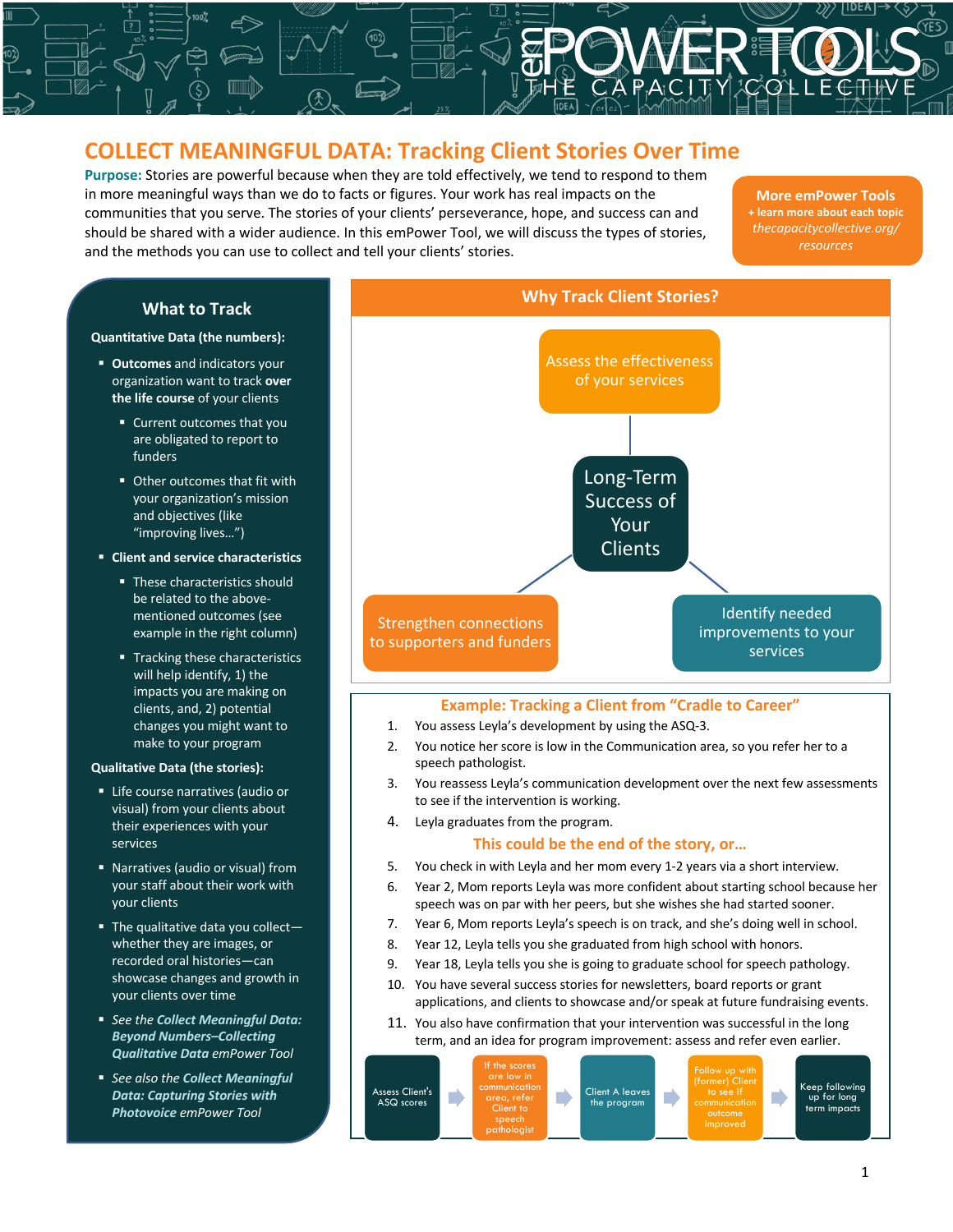# COLLECT MEANINGFUL DATA: Tracking Client Stories Over Time

**Purpose:** Stories are powerful because when they are told effectively, we tend to respond to them in more meaningful ways than we do to facts or figures. Your work has real impacts on the communities that you serve. The stories of your clients' perseverance, hope, and success can and should be shared with a wider audience. In this emPower Tool, we will discuss the types of stories, and the methods you can use to collect and tell your clients' stories.

**More emPower Tools**
**+ learn more about each topic**
*thecapacitycollective.org/resources*

## What to Track

**Quantitative Data (the numbers):**

- **Outcomes** and indicators your organization want to track **over the life course** of your clients
  - Current outcomes that you are obligated to report to funders
  - Other outcomes that fit with your organization's mission and objectives (like "improving lives…")
- **Client and service characteristics**
  - These characteristics should be related to the above-mentioned outcomes (see example in the right column)
  - Tracking these characteristics will help identify, 1) the impacts you are making on clients, and, 2) potential changes you might want to make to your program

**Qualitative Data (the stories):**

- Life course narratives (audio or visual) from your clients about their experiences with your services
- Narratives (audio or visual) from your staff about their work with your clients
- The qualitative data you collect—whether they are images, or recorded oral histories—can showcase changes and growth in your clients over time
- *See the **Collect Meaningful Data: Beyond Numbers–Collecting Qualitative Data** emPower Tool*
- *See also the **Collect Meaningful Data: Capturing Stories with Photovoice** emPower Tool*

## Why Track Client Stories?

**Long-Term Success of Your Clients**

- Assess the effectiveness of your services
- Strengthen connections to supporters and funders
- Identify needed improvements to your services

## Example: Tracking a Client from "Cradle to Career"

1. You assess Leyla's development by using the ASQ-3.
2. You notice her score is low in the Communication area, so you refer her to a speech pathologist.
3. You reassess Leyla's communication development over the next few assessments to see if the intervention is working.
4. Leyla graduates from the program.

**This could be the end of the story, or…**

5. You check in with Leyla and her mom every 1-2 years via a short interview.
6. Year 2, Mom reports Leyla was more confident about starting school because her speech was on par with her peers, but she wishes she had started sooner.
7. Year 6, Mom reports Leyla's speech is on track, and she's doing well in school.
8. Year 12, Leyla tells you she graduated from high school with honors.
9. Year 18, Leyla tells you she is going to graduate school for speech pathology.
10. You have several success stories for newsletters, board reports or grant applications, and clients to showcase and/or speak at future fundraising events.
11. You also have confirmation that your intervention was successful in the long term, and an idea for program improvement: assess and refer even earlier.

Assess Client's ASQ scores → If the scores are low in communication area, refer Client to speech pathologist → Client A leaves the program → Follow up with (former) Client to see if communication outcome improved → Keep following up for long term impacts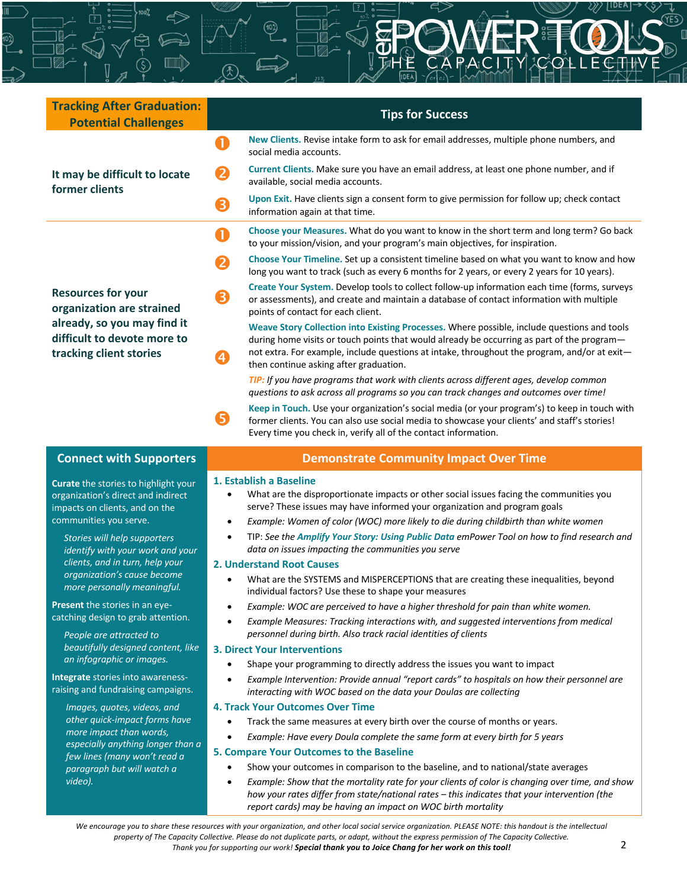| Tracking After Graduation: Potential Challenges | | Tips for Success |
|---|---|---|
| It may be difficult to locate former clients | 1 | **New Clients.** Revise intake form to ask for email addresses, multiple phone numbers, and social media accounts. |
| | 2 | **Current Clients.** Make sure you have an email address, at least one phone number, and if available, social media accounts. |
| | 3 | **Upon Exit.** Have clients sign a consent form to give permission for follow up; check contact information again at that time. |
| Resources for your organization are strained already, so you may find it difficult to devote more to tracking client stories | 1 | **Choose your Measures.** What do you want to know in the short term and long term? Go back to your mission/vision, and your program's main objectives, for inspiration. |
| | 2 | **Choose Your Timeline.** Set up a consistent timeline based on what you want to know and how long you want to track (such as every 6 months for 2 years, or every 2 years for 10 years). |
| | 3 | **Create Your System.** Develop tools to collect follow-up information each time (forms, surveys or assessments), and create and maintain a database of contact information with multiple points of contact for each client. |
| | 4 | **Weave Story Collection into Existing Processes.** Where possible, include questions and tools during home visits or touch points that would already be occurring as part of the program—not extra. For example, include questions at intake, throughout the program, and/or at exit—then continue asking after graduation. *TIP: If you have programs that work with clients across different ages, develop common questions to ask across all programs so you can track changes and outcomes over time!* |
| | 5 | **Keep in Touch.** Use your organization's social media (or your program's) to keep in touch with former clients. You can also use social media to showcase your clients' and staff's stories! Every time you check in, verify all of the contact information. |

## Connect with Supporters

**Curate** the stories to highlight your organization's direct and indirect impacts on clients, and on the communities you serve.

*Stories will help supporters identify with your work and your clients, and in turn, help your organization's cause become more personally meaningful.*

**Present** the stories in an eye-catching design to grab attention.

*People are attracted to beautifully designed content, like an infographic or images.*

**Integrate** stories into awareness-raising and fundraising campaigns.

*Images, quotes, videos, and other quick-impact forms have more impact than words, especially anything longer than a few lines (many won't read a paragraph but will watch a video).*

## Demonstrate Community Impact Over Time

### 1. Establish a Baseline

- What are the disproportionate impacts or other social issues facing the communities you serve? These issues may have informed your organization and program goals
- *Example: Women of color (WOC) more likely to die during childbirth than white women*
- TIP: *See the* ***Amplify Your Story: Using Public Data*** emPower Tool *on how to find research and data on issues impacting the communities you serve*

### 2. Understand Root Causes

- What are the SYSTEMS and MISPERCEPTIONS that are creating these inequalities, beyond individual factors? Use these to shape your measures
- *Example: WOC are perceived to have a higher threshold for pain than white women.*
- *Example Measures: Tracking interactions with, and suggested interventions from medical personnel during birth. Also track racial identities of clients*

### 3. Direct Your Interventions

- Shape your programming to directly address the issues you want to impact
- *Example Intervention: Provide annual "report cards" to hospitals on how their personnel are interacting with WOC based on the data your Doulas are collecting*

### 4. Track Your Outcomes Over Time

- Track the same measures at every birth over the course of months or years.
- *Example: Have every Doula complete the same form at every birth for 5 years*

### 5. Compare Your Outcomes to the Baseline

- Show your outcomes in comparison to the baseline, and to national/state averages
- *Example: Show that the mortality rate for your clients of color is changing over time, and show how your rates differ from state/national rates – this indicates that your intervention (the report cards) may be having an impact on WOC birth mortality*

*We encourage you to share these resources with your organization, and other local social service organization. PLEASE NOTE: this handout is the intellectual property of The Capacity Collective. Please do not duplicate parts, or adapt, without the express permission of The Capacity Collective. Thank you for supporting our work!* ***Special thank you to Joice Chang for her work on this tool!***